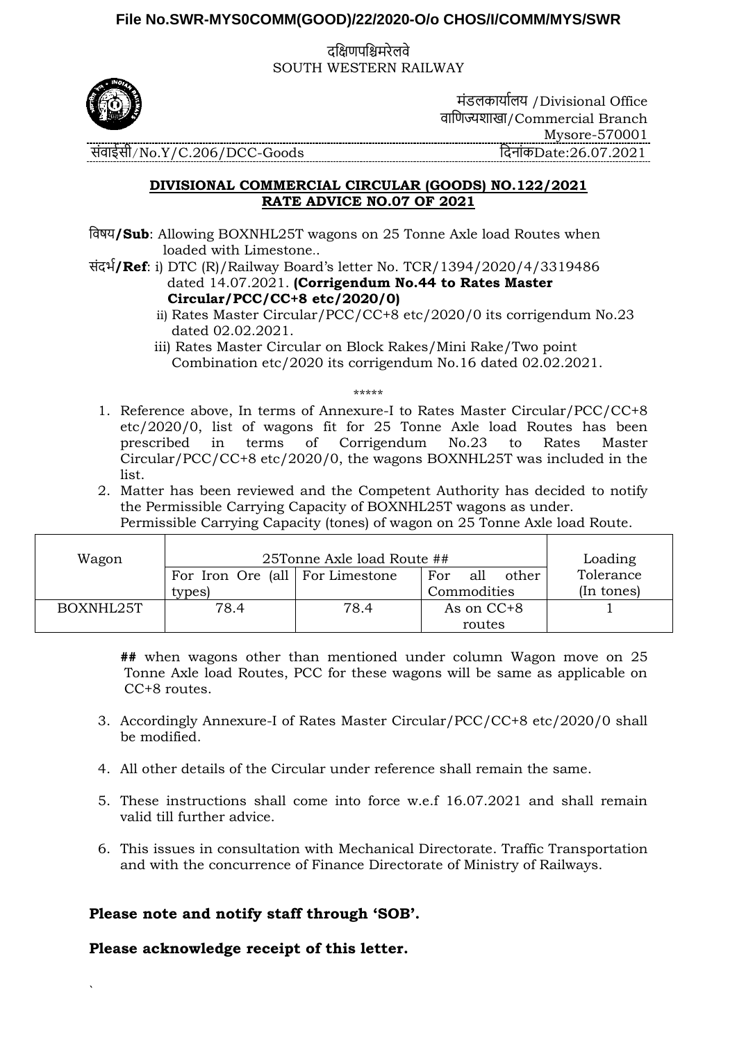**File No.SWR-MYS0COMM(GOOD)/22/2020-O/o CHOS/I/COMM/MYS/SWR**

दक्षिणपश्चिमरेलवे
SOUTH WESTERN RAILWAY

मंडलकार्यालय /Divisional Office
वाणिज्यशाखा/Commercial Branch
Mysore-570001

संवाईसी/No.Y/C.206/DCC-Goods

दिनांकDate:26.07.2021

**DIVISIONAL COMMERCIAL CIRCULAR (GOODS) NO.122/2021**
**RATE ADVICE NO.07 OF 2021**

विषय**/Sub**: Allowing BOXNHL25T wagons on 25 Tonne Axle load Routes when loaded with Limestone..

संदर्भ**/Ref**: i) DTC (R)/Railway Board's letter No. TCR/1394/2020/4/3319486 dated 14.07.2021. **(Corrigendum No.44 to Rates Master Circular/PCC/CC+8 etc/2020/0)**

ii) Rates Master Circular/PCC/CC+8 etc/2020/0 its corrigendum No.23 dated 02.02.2021.

iii) Rates Master Circular on Block Rakes/Mini Rake/Two point Combination etc/2020 its corrigendum No.16 dated 02.02.2021.

\*\*\*\*\*

1. Reference above, In terms of Annexure-I to Rates Master Circular/PCC/CC+8 etc/2020/0, list of wagons fit for 25 Tonne Axle load Routes has been prescribed in terms of Corrigendum No.23 to Rates Master Circular/PCC/CC+8 etc/2020/0, the wagons BOXNHL25T was included in the list.
2. Matter has been reviewed and the Competent Authority has decided to notify the Permissible Carrying Capacity of BOXNHL25T wagons as under.
Permissible Carrying Capacity (tones) of wagon on 25 Tonne Axle load Route.

| Wagon | 25Tonne Axle load Route ## | | | Loading Tolerance (In tones) |
|---|---|---|---|---|
| | For Iron Ore (all types) | For Limestone | For all other Commodities | |
| BOXNHL25T | 78.4 | 78.4 | As on CC+8 routes | 1 |

**##** when wagons other than mentioned under column Wagon move on 25 Tonne Axle load Routes, PCC for these wagons will be same as applicable on CC+8 routes.

3. Accordingly Annexure-I of Rates Master Circular/PCC/CC+8 etc/2020/0 shall be modified.
4. All other details of the Circular under reference shall remain the same.
5. These instructions shall come into force w.e.f 16.07.2021 and shall remain valid till further advice.
6. This issues in consultation with Mechanical Directorate. Traffic Transportation and with the concurrence of Finance Directorate of Ministry of Railways.

**Please note and notify staff through 'SOB'.**

**Please acknowledge receipt of this letter.**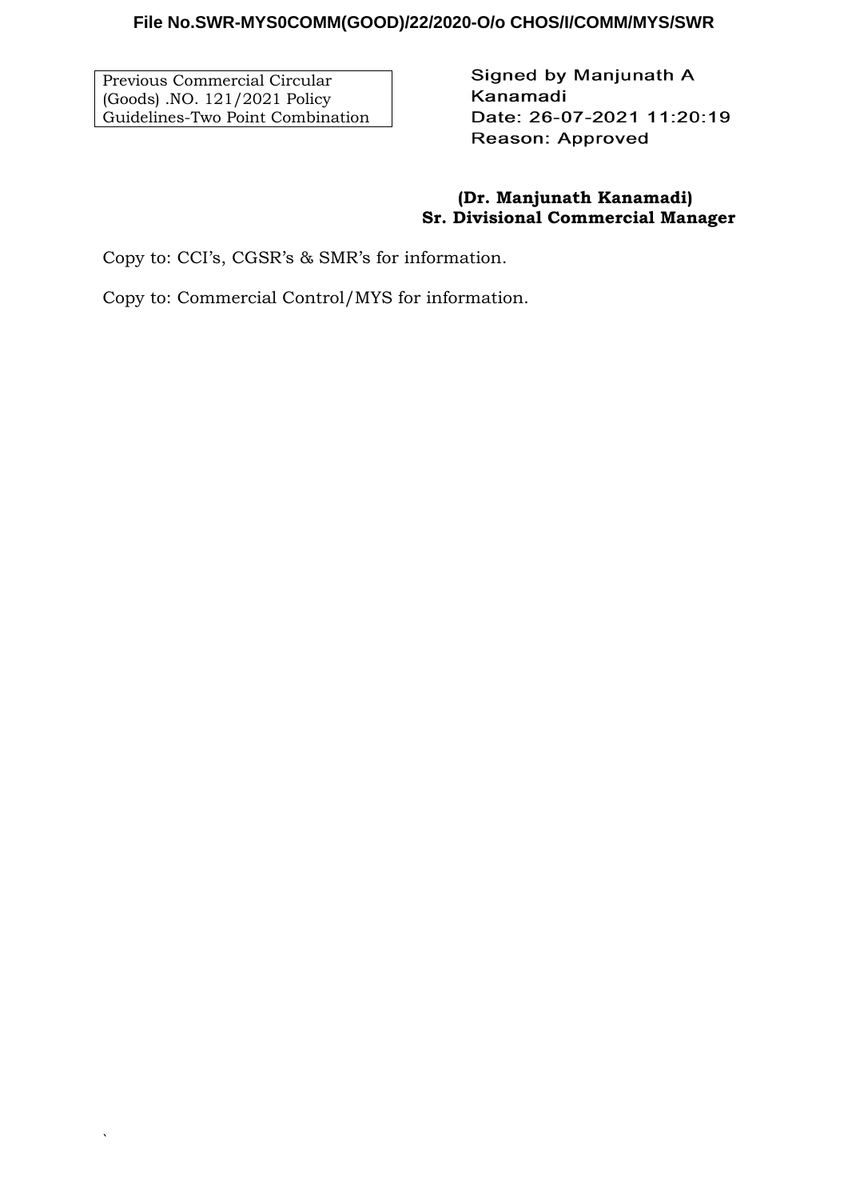Previous Commercial Circular (Goods) .NO. 121/2021 Policy Guidelines-Two Point Combination

Signed by Manjunath A Kanamadi
Date: 26-07-2021 11:20:19
Reason: Approved

**(Dr. Manjunath Kanamadi)**
**Sr. Divisional Commercial Manager**

Copy to: CCI's, CGSR's & SMR's for information.

Copy to: Commercial Control/MYS for information.